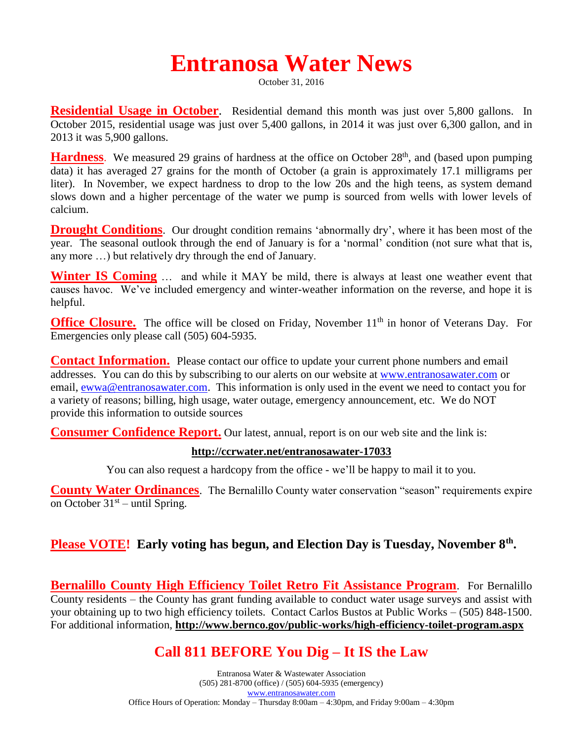# Entranosa Water News

October 31, 2016

**Residential Usage in October**. Residential demand this month was just over 5,800 gallons. In October 2015, residential usage was just over 5,400 gallons, in 2014 it was just over 6,300 gallon, and in 2013 it was 5,900 gallons.

**Hardness**. We measured 29 grains of hardness at the office on October 28th, and (based upon pumping data) it has averaged 27 grains for the month of October (a grain is approximately 17.1 milligrams per liter). In November, we expect hardness to drop to the low 20s and the high teens, as system demand slows down and a higher percentage of the water we pump is sourced from wells with lower levels of calcium.

**Drought Conditions**. Our drought condition remains 'abnormally dry', where it has been most of the year. The seasonal outlook through the end of January is for a 'normal' condition (not sure what that is, any more …) but relatively dry through the end of January.

**Winter IS Coming** … and while it MAY be mild, there is always at least one weather event that causes havoc. We've included emergency and winter-weather information on the reverse, and hope it is helpful.

**Office Closure.** The office will be closed on Friday, November 11th in honor of Veterans Day. For Emergencies only please call (505) 604-5935.

**Contact Information.** Please contact our office to update your current phone numbers and email addresses. You can do this by subscribing to our alerts on our website at www.entranosawater.com or email, ewwa@entranosawater.com. This information is only used in the event we need to contact you for a variety of reasons; billing, high usage, water outage, emergency announcement, etc. We do NOT provide this information to outside sources

**Consumer Confidence Report.** Our latest, annual, report is on our web site and the link is:

**http://ccrwater.net/entranosawater-17033**

You can also request a hardcopy from the office - we'll be happy to mail it to you.

**County Water Ordinances**. The Bernalillo County water conservation "season" requirements expire on October 31st – until Spring.

**Please VOTE! Early voting has begun, and Election Day is Tuesday, November 8th.**

**Bernalillo County High Efficiency Toilet Retro Fit Assistance Program**. For Bernalillo County residents – the County has grant funding available to conduct water usage surveys and assist with your obtaining up to two high efficiency toilets. Contact Carlos Bustos at Public Works – (505) 848-1500. For additional information, **http://www.bernco.gov/public-works/high-efficiency-toilet-program.aspx**

## Call 811 BEFORE You Dig – It IS the Law

Entranosa Water & Wastewater Association
(505) 281-8700 (office) / (505) 604-5935 (emergency)
www.entranosawater.com
Office Hours of Operation: Monday – Thursday 8:00am – 4:30pm, and Friday 9:00am – 4:30pm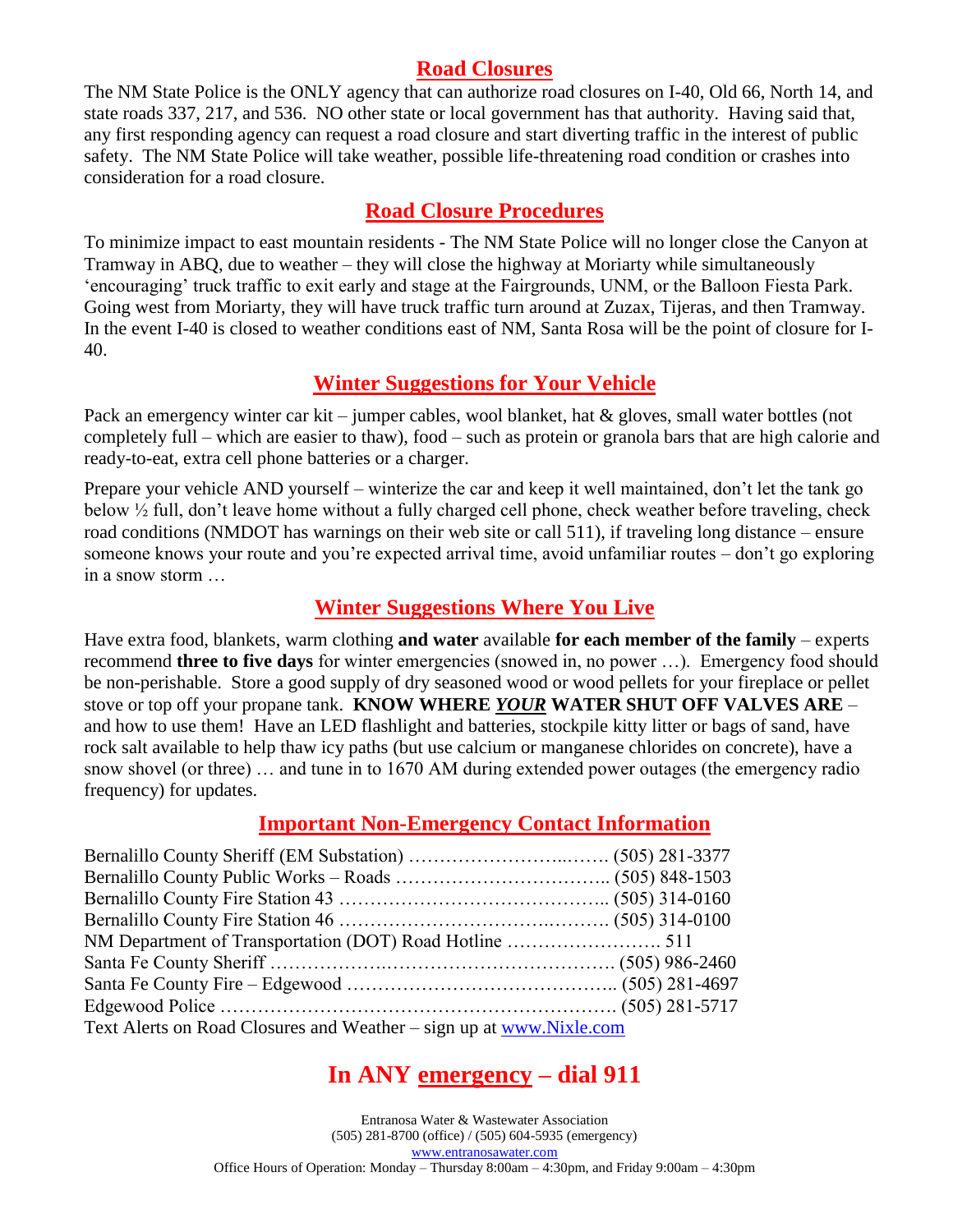## Road Closures

The NM State Police is the ONLY agency that can authorize road closures on I-40, Old 66, North 14, and state roads 337, 217, and 536. NO other state or local government has that authority. Having said that, any first responding agency can request a road closure and start diverting traffic in the interest of public safety. The NM State Police will take weather, possible life-threatening road condition or crashes into consideration for a road closure.

## Road Closure Procedures

To minimize impact to east mountain residents - The NM State Police will no longer close the Canyon at Tramway in ABQ, due to weather – they will close the highway at Moriarty while simultaneously 'encouraging' truck traffic to exit early and stage at the Fairgrounds, UNM, or the Balloon Fiesta Park. Going west from Moriarty, they will have truck traffic turn around at Zuzax, Tijeras, and then Tramway. In the event I-40 is closed to weather conditions east of NM, Santa Rosa will be the point of closure for I-40.

## Winter Suggestions for Your Vehicle

Pack an emergency winter car kit – jumper cables, wool blanket, hat & gloves, small water bottles (not completely full – which are easier to thaw), food – such as protein or granola bars that are high calorie and ready-to-eat, extra cell phone batteries or a charger.

Prepare your vehicle AND yourself – winterize the car and keep it well maintained, don't let the tank go below ½ full, don't leave home without a fully charged cell phone, check weather before traveling, check road conditions (NMDOT has warnings on their web site or call 511), if traveling long distance – ensure someone knows your route and you're expected arrival time, avoid unfamiliar routes – don't go exploring in a snow storm …

## Winter Suggestions Where You Live

Have extra food, blankets, warm clothing **and water** available **for each member of the family** – experts recommend **three to five days** for winter emergencies (snowed in, no power …). Emergency food should be non-perishable. Store a good supply of dry seasoned wood or wood pellets for your fireplace or pellet stove or top off your propane tank. **KNOW WHERE *YOUR* WATER SHUT OFF VALVES ARE** – and how to use them! Have an LED flashlight and batteries, stockpile kitty litter or bags of sand, have rock salt available to help thaw icy paths (but use calcium or manganese chlorides on concrete), have a snow shovel (or three) … and tune in to 1670 AM during extended power outages (the emergency radio frequency) for updates.

## Important Non-Emergency Contact Information

Bernalillo County Sheriff (EM Substation) ……………………..……. (505) 281-3377
Bernalillo County Public Works – Roads …………………………….. (505) 848-1503
Bernalillo County Fire Station 43 …………………………………….. (505) 314-0160
Bernalillo County Fire Station 46 ……………………………….………. (505) 314-0100
NM Department of Transportation (DOT) Road Hotline ……………………. 511
Santa Fe County Sheriff ………………….……………………………… (505) 986-2460
Santa Fe County Fire – Edgewood …………………………………….. (505) 281-4697
Edgewood Police ………………………………………………………. (505) 281-5717
Text Alerts on Road Closures and Weather – sign up at www.Nixle.com

# In ANY emergency – dial 911

Entranosa Water & Wastewater Association
(505) 281-8700 (office) / (505) 604-5935 (emergency)
www.entranosawater.com
Office Hours of Operation: Monday – Thursday 8:00am – 4:30pm, and Friday 9:00am – 4:30pm